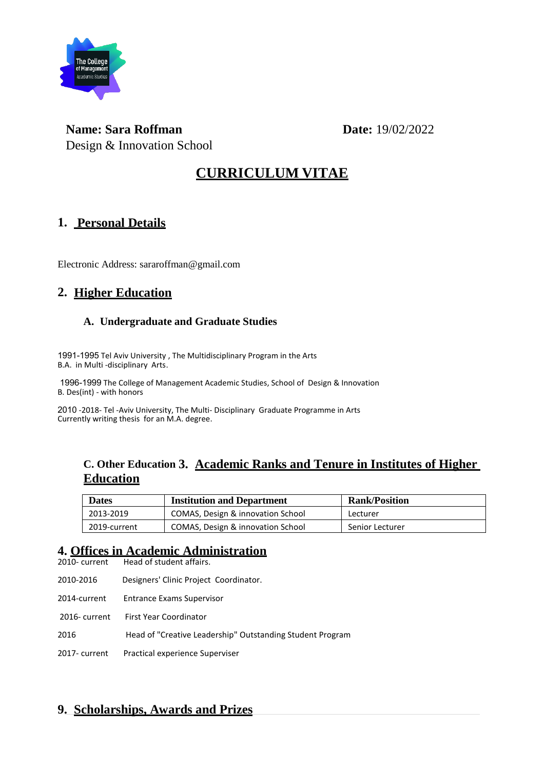**Name: Sara Roffman**
Design & Innovation School

**Date:** 19/02/2022

# CURRICULUM VITAE

## 1. Personal Details

Electronic Address: sararoffman@gmail.com

## 2. Higher Education

### A. Undergraduate and Graduate Studies

1991-1995 Tel Aviv University , The Multidisciplinary Program in the Arts
B.A. in Multi -disciplinary Arts.

1996-1999 The College of Management Academic Studies, School of Design & Innovation
B. Des(int) - with honors

2010 -2018- Tel -Aviv University, The Multi- Disciplinary Graduate Programme in Arts
Currently writing thesis for an M.A. degree.

### C. Other Education

## 3. Academic Ranks and Tenure in Institutes of Higher Education

| Dates | Institution and Department | Rank/Position |
|---|---|---|
| 2013-2019 | COMAS, Design & innovation School | Lecturer |
| 2019-current | COMAS, Design & innovation School | Senior Lecturer |

## 4. Offices in Academic Administration

2010- current Head of student affairs.

2010-2016 Designers' Clinic Project Coordinator.

2014-current Entrance Exams Supervisor

2016- current First Year Coordinator

2016 Head of "Creative Leadership" Outstanding Student Program

2017- current Practical experience Superviser

## 9. Scholarships, Awards and Prizes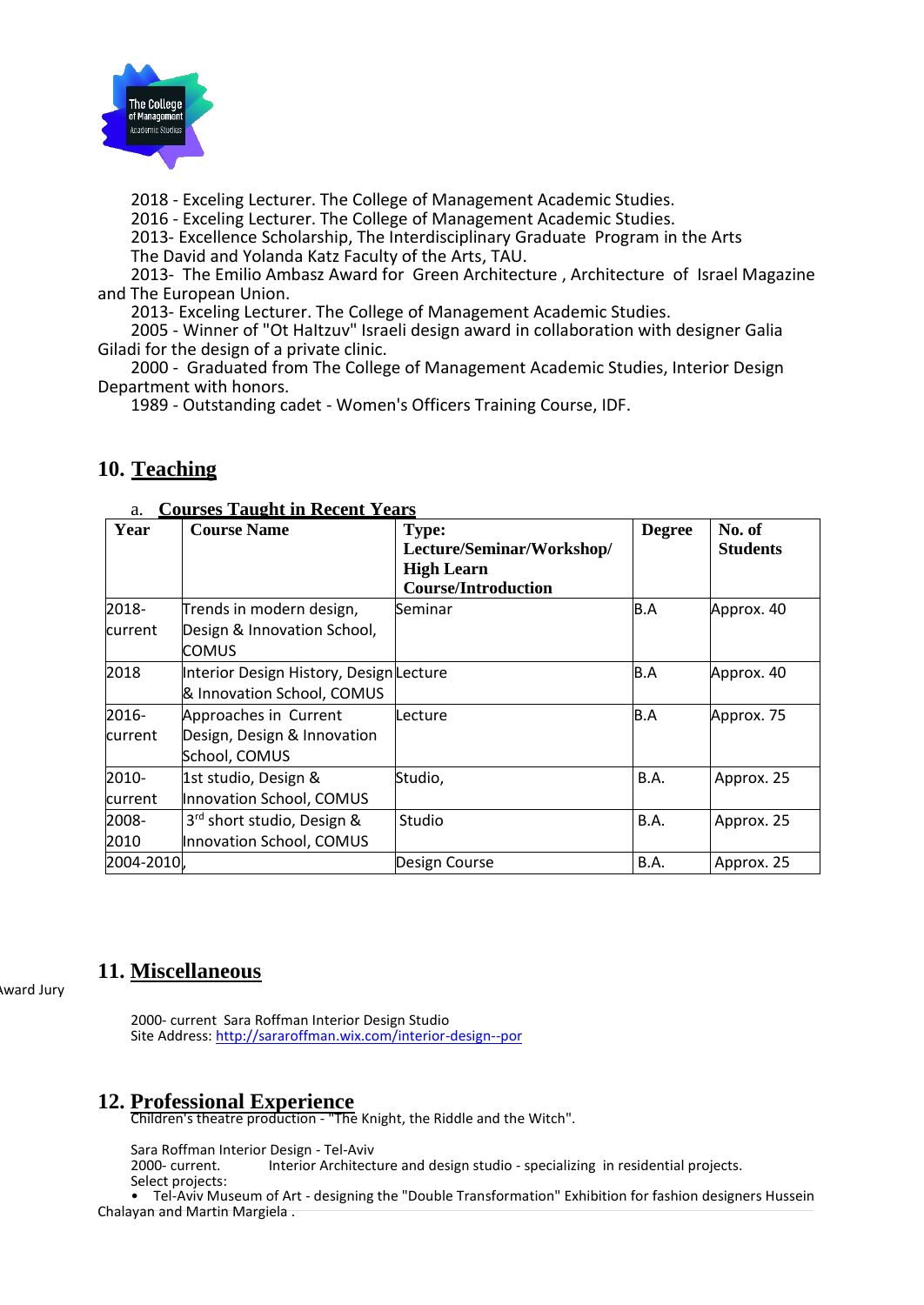2018 - Exceling Lecturer. The College of Management Academic Studies.
2016 - Exceling Lecturer. The College of Management Academic Studies.
2013- Excellence Scholarship, The Interdisciplinary Graduate Program in the Arts The David and Yolanda Katz Faculty of the Arts, TAU.
2013- The Emilio Ambasz Award for Green Architecture , Architecture of Israel Magazine and The European Union.
2013- Exceling Lecturer. The College of Management Academic Studies.
2005 - Winner of "Ot Haltzuv" Israeli design award in collaboration with designer Galia Giladi for the design of a private clinic.
2000 - Graduated from The College of Management Academic Studies, Interior Design Department with honors.
1989 - Outstanding cadet - Women's Officers Training Course, IDF.

## 10. Teaching

### a. Courses Taught in Recent Years

| Year | Course Name | Type: Lecture/Seminar/Workshop/ High Learn Course/Introduction | Degree | No. of Students |
|---|---|---|---|---|
| 2018-current | Trends in modern design, Design & Innovation School, COMUS | Seminar | B.A | Approx. 40 |
| 2018 | Interior Design History, Design & Innovation School, COMUS | Lecture | B.A | Approx. 40 |
| 2016-current | Approaches in Current Design, Design & Innovation School, COMUS | Lecture | B.A | Approx. 75 |
| 2010-current | 1st studio, Design & Innovation School, COMUS | Studio, | B.A. | Approx. 25 |
| 2008-2010 | 3rd short studio, Design & Innovation School, COMUS | Studio | B.A. | Approx. 25 |
| 2004-2010 | , | Design Course | B.A. | Approx. 25 |

## 11. Miscellaneous

Award Jury

2000- current Sara Roffman Interior Design Studio
Site Address: http://sararoffman.wix.com/interior-design--por

## 12. Professional Experience

Children's theatre production - "The Knight, the Riddle and the Witch".

Sara Roffman Interior Design - Tel-Aviv
2000- current. Interior Architecture and design studio - specializing in residential projects.
Select projects:

- Tel-Aviv Museum of Art - designing the "Double Transformation" Exhibition for fashion designers Hussein Chalayan and Martin Margiela .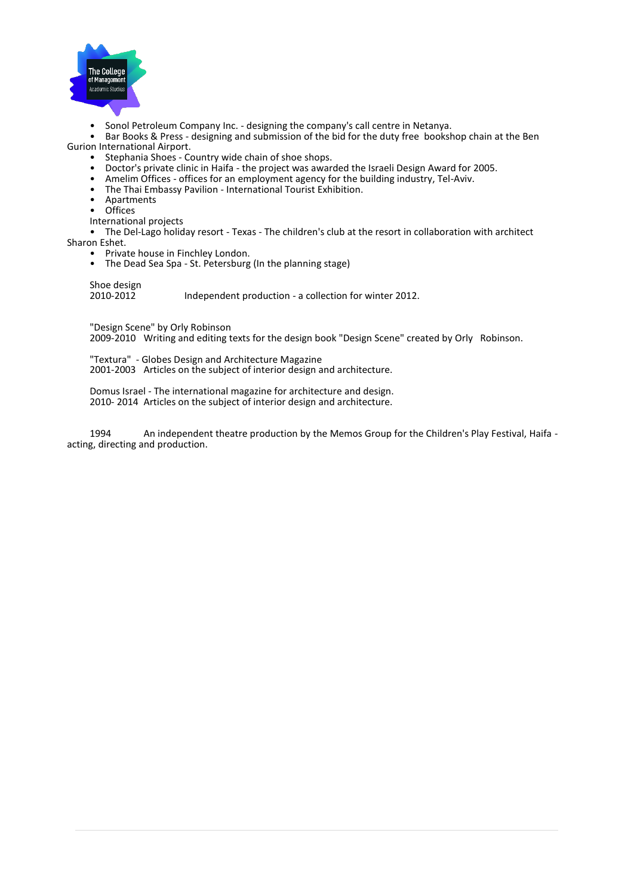- Sonol Petroleum Company Inc. - designing the company's call centre in Netanya.
- Bar Books & Press - designing and submission of the bid for the duty free bookshop chain at the Ben Gurion International Airport.
- Stephania Shoes - Country wide chain of shoe shops.
- Doctor's private clinic in Haifa - the project was awarded the Israeli Design Award for 2005.
- Amelim Offices - offices for an employment agency for the building industry, Tel-Aviv.
- The Thai Embassy Pavilion - International Tourist Exhibition.
- Apartments
- Offices

International projects

- The Del-Lago holiday resort - Texas - The children's club at the resort in collaboration with architect Sharon Eshet.
- Private house in Finchley London.
- The Dead Sea Spa - St. Petersburg (In the planning stage)

Shoe design

2010-2012 Independent production - a collection for winter 2012.

"Design Scene" by Orly Robinson

2009-2010 Writing and editing texts for the design book "Design Scene" created by Orly Robinson.

"Textura" - Globes Design and Architecture Magazine

2001-2003 Articles on the subject of interior design and architecture.

Domus Israel - The international magazine for architecture and design.

2010- 2014 Articles on the subject of interior design and architecture.

1994 An independent theatre production by the Memos Group for the Children's Play Festival, Haifa - acting, directing and production.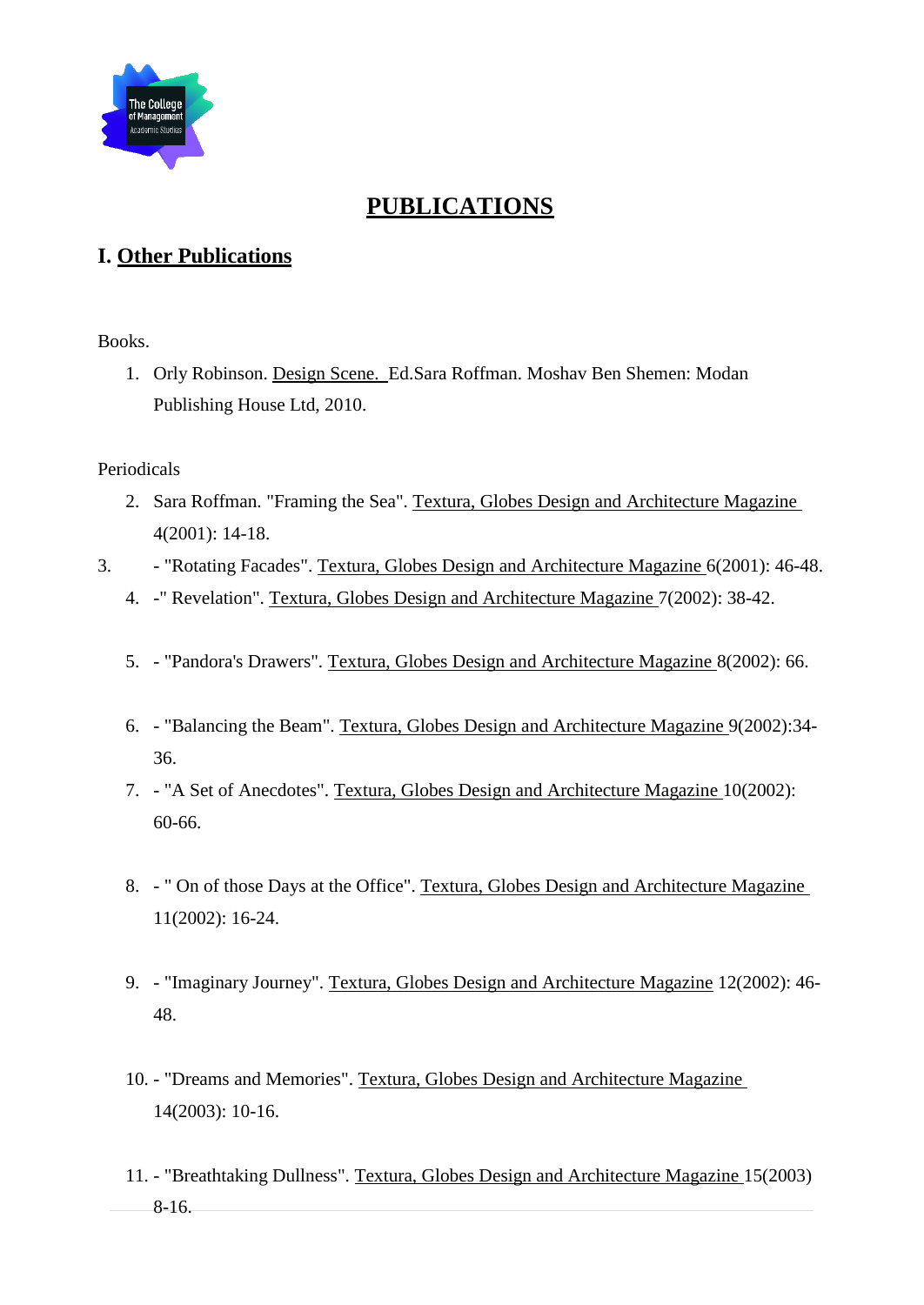# PUBLICATIONS

## I. Other Publications

Books.

1. Orly Robinson. Design Scene. Ed.Sara Roffman. Moshav Ben Shemen: Modan Publishing House Ltd, 2010.

Periodicals

2. Sara Roffman. "Framing the Sea". Textura, Globes Design and Architecture Magazine 4(2001): 14-18.
3. - "Rotating Facades". Textura, Globes Design and Architecture Magazine 6(2001): 46-48.
4. -" Revelation". Textura, Globes Design and Architecture Magazine 7(2002): 38-42.
5. - "Pandora's Drawers". Textura, Globes Design and Architecture Magazine 8(2002): 66.
6. - "Balancing the Beam". Textura, Globes Design and Architecture Magazine 9(2002):34-36.
7. - "A Set of Anecdotes". Textura, Globes Design and Architecture Magazine 10(2002): 60-66.
8. - " On of those Days at the Office". Textura, Globes Design and Architecture Magazine 11(2002): 16-24.
9. - "Imaginary Journey". Textura, Globes Design and Architecture Magazine 12(2002): 46-48.
10. - "Dreams and Memories". Textura, Globes Design and Architecture Magazine 14(2003): 10-16.
11. - "Breathtaking Dullness". Textura, Globes Design and Architecture Magazine 15(2003) 8-16.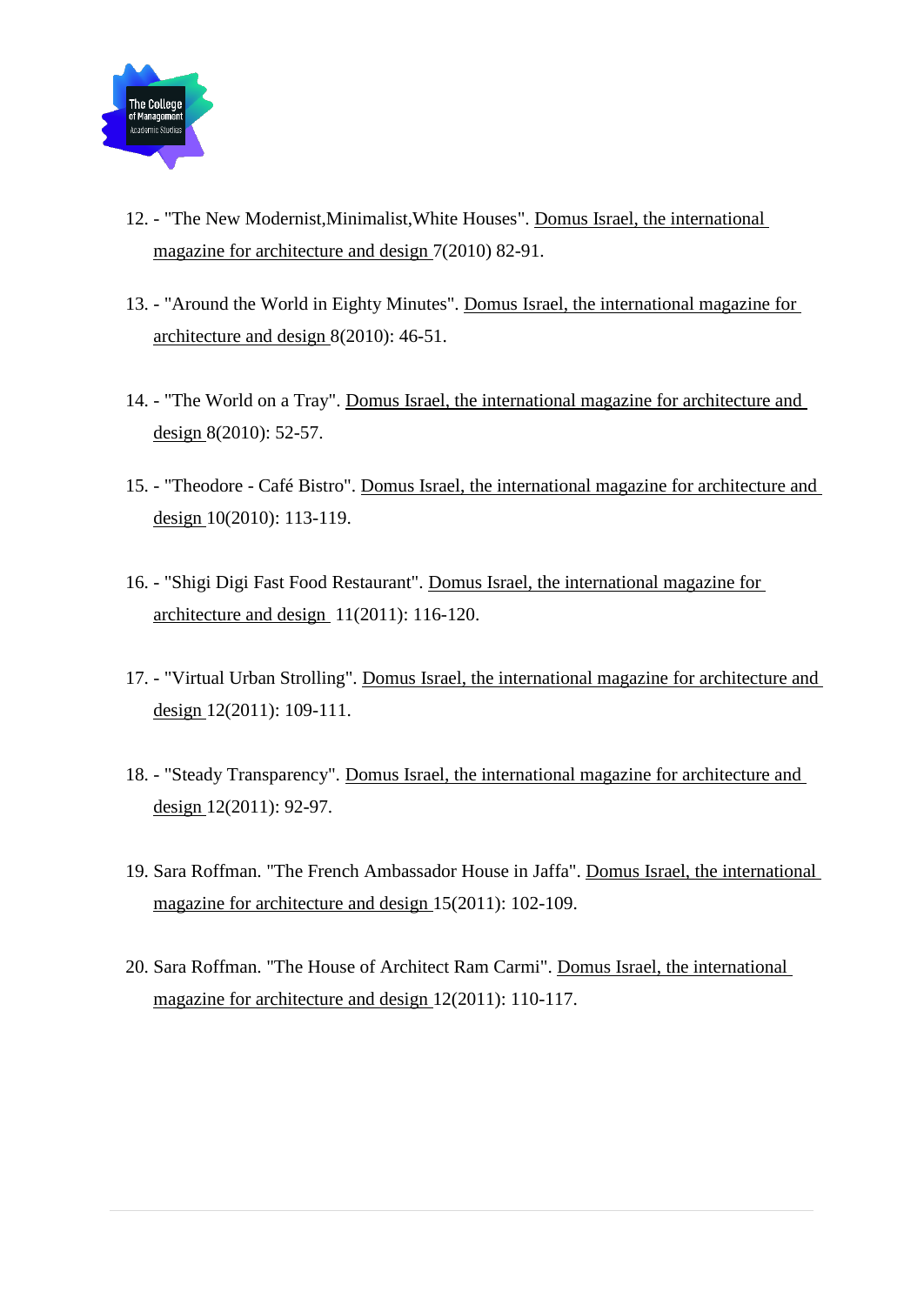12. - "The New Modernist,Minimalist,White Houses". Domus Israel, the international magazine for architecture and design 7(2010) 82-91.

13. - "Around the World in Eighty Minutes". Domus Israel, the international magazine for architecture and design 8(2010): 46-51.

14. - "The World on a Tray". Domus Israel, the international magazine for architecture and design 8(2010): 52-57.

15. - "Theodore - Café Bistro". Domus Israel, the international magazine for architecture and design 10(2010): 113-119.

16. - "Shigi Digi Fast Food Restaurant". Domus Israel, the international magazine for architecture and design 11(2011): 116-120.

17. - "Virtual Urban Strolling". Domus Israel, the international magazine for architecture and design 12(2011): 109-111.

18. - "Steady Transparency". Domus Israel, the international magazine for architecture and design 12(2011): 92-97.

19. Sara Roffman. "The French Ambassador House in Jaffa". Domus Israel, the international magazine for architecture and design 15(2011): 102-109.

20. Sara Roffman. "The House of Architect Ram Carmi". Domus Israel, the international magazine for architecture and design 12(2011): 110-117.